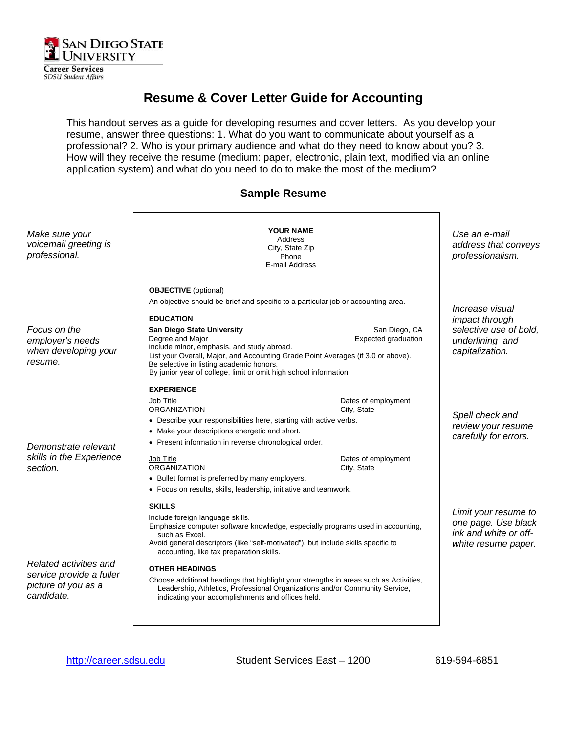San Diego State University
Career Services
SDSU Student Affairs

# Resume & Cover Letter Guide for Accounting

This handout serves as a guide for developing resumes and cover letters. As you develop your resume, answer three questions: 1. What do you want to communicate about yourself as a professional? 2. Who is your primary audience and what do they need to know about you? 3. How will they receive the resume (medium: paper, electronic, plain text, modified via an online application system) and what do you need to do to make the most of the medium?

## Sample Resume

*Make sure your voicemail greeting is professional.*

*Use an e-mail address that conveys professionalism.*

**YOUR NAME**
Address
City, State Zip
Phone
E-mail Address

---

**OBJECTIVE** (optional)

An objective should be brief and specific to a particular job or accounting area.

*Increase visual impact through selective use of bold, underlining and capitalization.*

**EDUCATION**

**San Diego State University** — San Diego, CA
Degree and Major — Expected graduation
Include minor, emphasis, and study abroad.
List your Overall, Major, and Accounting Grade Point Averages (if 3.0 or above).
Be selective in listing academic honors.
By junior year of college, limit or omit high school information.

*Focus on the employer's needs when developing your resume.*

**EXPERIENCE**

Job Title — Dates of employment
ORGANIZATION — City, State

- Describe your responsibilities here, starting with active verbs.
- Make your descriptions energetic and short.
- Present information in reverse chronological order.

*Spell check and review your resume carefully for errors.*

Job Title — Dates of employment
ORGANIZATION — City, State

- Bullet format is preferred by many employers.
- Focus on results, skills, leadership, initiative and teamwork.

*Demonstrate relevant skills in the Experience section.*

**SKILLS**

Include foreign language skills.
Emphasize computer software knowledge, especially programs used in accounting, such as Excel.
Avoid general descriptors (like "self-motivated"), but include skills specific to accounting, like tax preparation skills.

*Limit your resume to one page. Use black ink and white or off-white resume paper.*

**OTHER HEADINGS**

Choose additional headings that highlight your strengths in areas such as Activities, Leadership, Athletics, Professional Organizations and/or Community Service, indicating your accomplishments and offices held.

*Related activities and service provide a fuller picture of you as a candidate.*

http://career.sdsu.edu — Student Services East – 1200 — 619-594-6851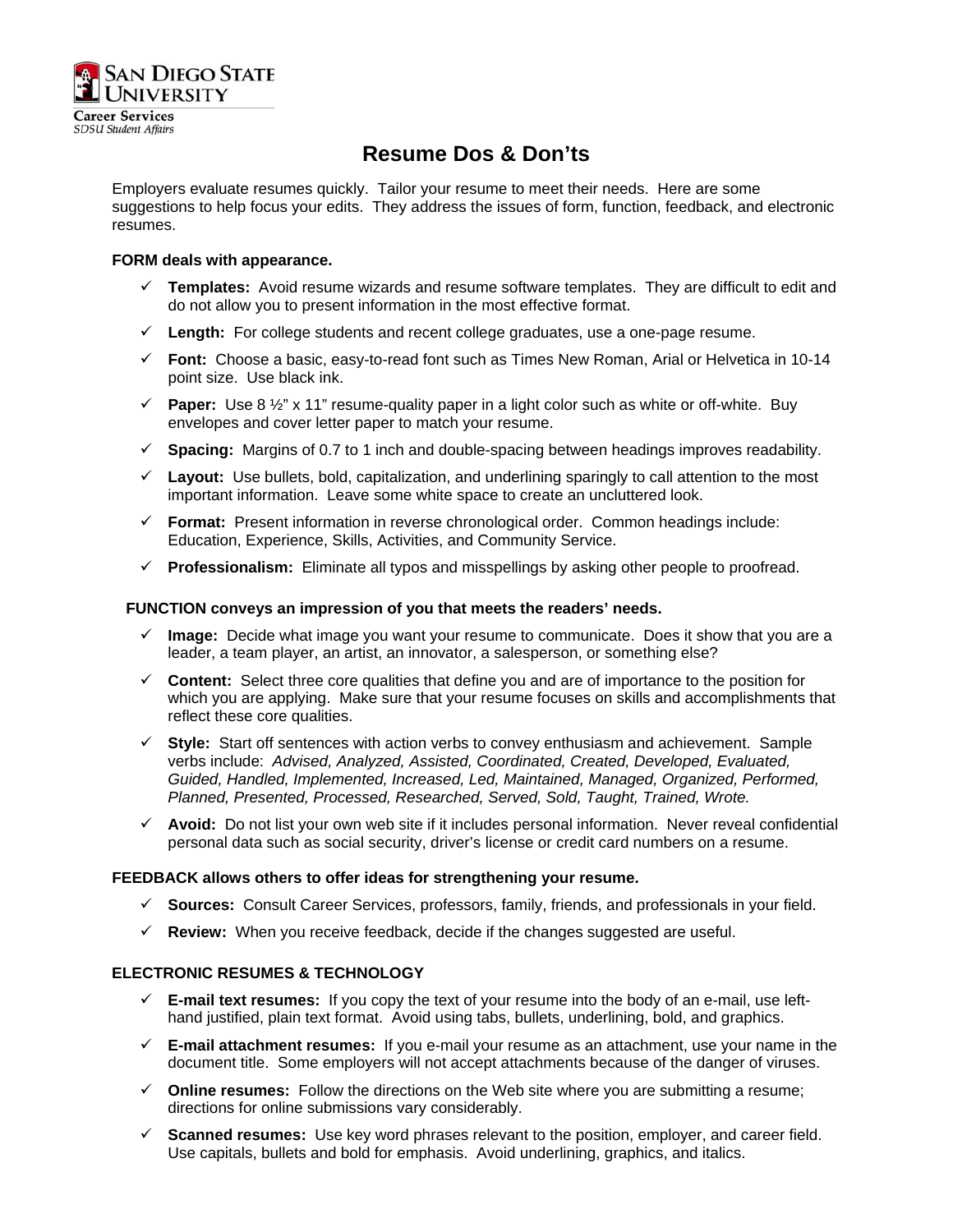San Diego State University
Career Services
*SDSU Student Affairs*

# Resume Dos & Don'ts

Employers evaluate resumes quickly. Tailor your resume to meet their needs. Here are some suggestions to help focus your edits. They address the issues of form, function, feedback, and electronic resumes.

**FORM deals with appearance.**

- ✓ **Templates:** Avoid resume wizards and resume software templates. They are difficult to edit and do not allow you to present information in the most effective format.
- ✓ **Length:** For college students and recent college graduates, use a one-page resume.
- ✓ **Font:** Choose a basic, easy-to-read font such as Times New Roman, Arial or Helvetica in 10-14 point size. Use black ink.
- ✓ **Paper:** Use 8 ½" x 11" resume-quality paper in a light color such as white or off-white. Buy envelopes and cover letter paper to match your resume.
- ✓ **Spacing:** Margins of 0.7 to 1 inch and double-spacing between headings improves readability.
- ✓ **Layout:** Use bullets, bold, capitalization, and underlining sparingly to call attention to the most important information. Leave some white space to create an uncluttered look.
- ✓ **Format:** Present information in reverse chronological order. Common headings include: Education, Experience, Skills, Activities, and Community Service.
- ✓ **Professionalism:** Eliminate all typos and misspellings by asking other people to proofread.

**FUNCTION conveys an impression of you that meets the readers' needs.**

- ✓ **Image:** Decide what image you want your resume to communicate. Does it show that you are a leader, a team player, an artist, an innovator, a salesperson, or something else?
- ✓ **Content:** Select three core qualities that define you and are of importance to the position for which you are applying. Make sure that your resume focuses on skills and accomplishments that reflect these core qualities.
- ✓ **Style:** Start off sentences with action verbs to convey enthusiasm and achievement. Sample verbs include: *Advised, Analyzed, Assisted, Coordinated, Created, Developed, Evaluated, Guided, Handled, Implemented, Increased, Led, Maintained, Managed, Organized, Performed, Planned, Presented, Processed, Researched, Served, Sold, Taught, Trained, Wrote.*
- ✓ **Avoid:** Do not list your own web site if it includes personal information. Never reveal confidential personal data such as social security, driver's license or credit card numbers on a resume.

**FEEDBACK allows others to offer ideas for strengthening your resume.**

- ✓ **Sources:** Consult Career Services, professors, family, friends, and professionals in your field.
- ✓ **Review:** When you receive feedback, decide if the changes suggested are useful.

**ELECTRONIC RESUMES & TECHNOLOGY**

- ✓ **E-mail text resumes:** If you copy the text of your resume into the body of an e-mail, use left-hand justified, plain text format. Avoid using tabs, bullets, underlining, bold, and graphics.
- ✓ **E-mail attachment resumes:** If you e-mail your resume as an attachment, use your name in the document title. Some employers will not accept attachments because of the danger of viruses.
- ✓ **Online resumes:** Follow the directions on the Web site where you are submitting a resume; directions for online submissions vary considerably.
- ✓ **Scanned resumes:** Use key word phrases relevant to the position, employer, and career field. Use capitals, bullets and bold for emphasis. Avoid underlining, graphics, and italics.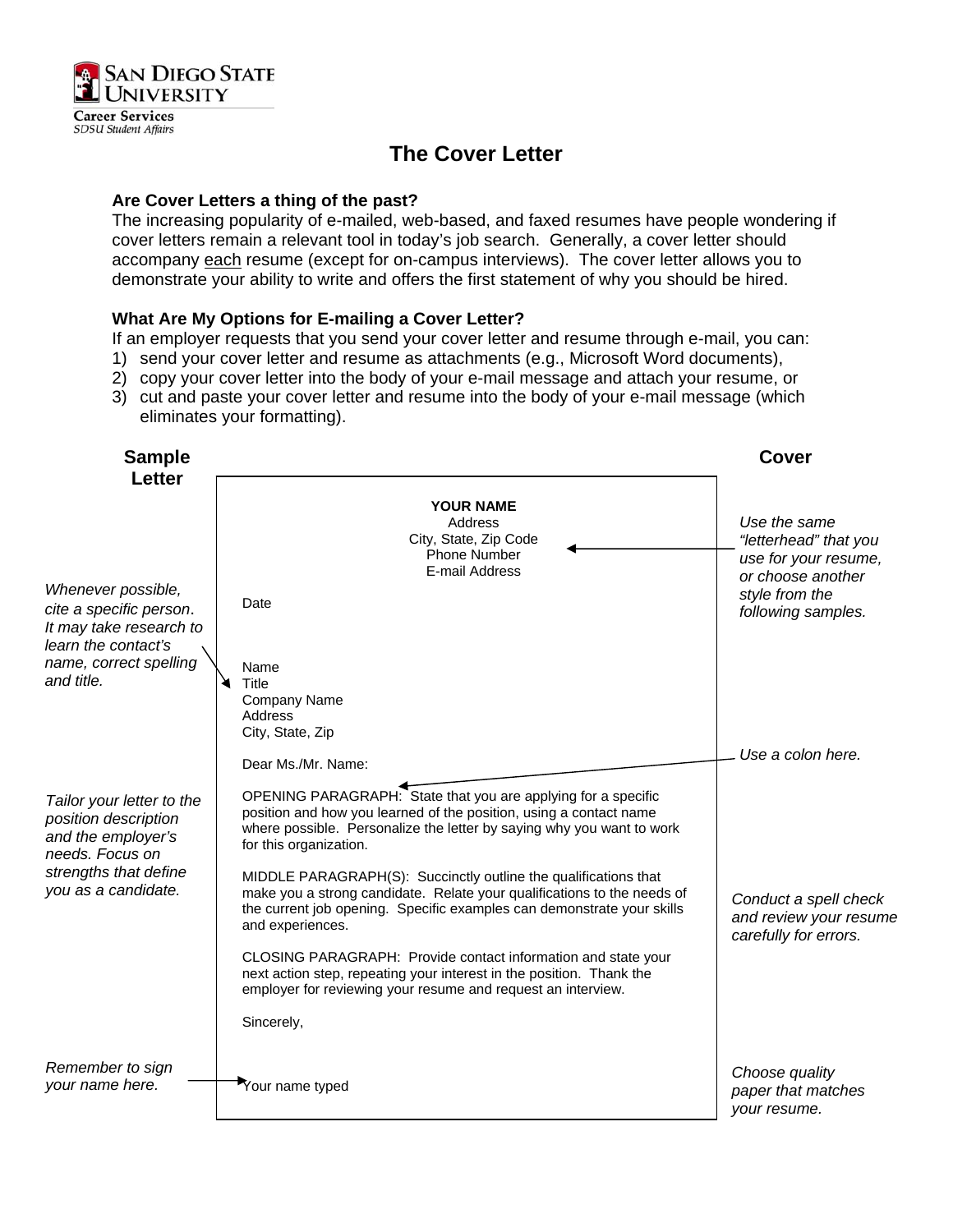San Diego State University
Career Services
SDSU Student Affairs

# The Cover Letter

**Are Cover Letters a thing of the past?**
The increasing popularity of e-mailed, web-based, and faxed resumes have people wondering if cover letters remain a relevant tool in today's job search. Generally, a cover letter should accompany each resume (except for on-campus interviews). The cover letter allows you to demonstrate your ability to write and offers the first statement of why you should be hired.

**What Are My Options for E-mailing a Cover Letter?**
If an employer requests that you send your cover letter and resume through e-mail, you can:
1) send your cover letter and resume as attachments (e.g., Microsoft Word documents),
2) copy your cover letter into the body of your e-mail message and attach your resume, or
3) cut and paste your cover letter and resume into the body of your e-mail message (which eliminates your formatting).

## Sample Cover Letter

*Use the same "letterhead" that you use for your resume, or choose another style from the following samples.*

**YOUR NAME**
Address
City, State, Zip Code
Phone Number
E-mail Address

Date

*Whenever possible, cite a specific person. It may take research to learn the contact's name, correct spelling and title.*

Name
Title
Company Name
Address
City, State, Zip

Dear Ms./Mr. Name:

*Use a colon here.*

*Tailor your letter to the position description and the employer's needs. Focus on strengths that define you as a candidate.*

OPENING PARAGRAPH: State that you are applying for a specific position and how you learned of the position, using a contact name where possible. Personalize the letter by saying why you want to work for this organization.

MIDDLE PARAGRAPH(S): Succinctly outline the qualifications that make you a strong candidate. Relate your qualifications to the needs of the current job opening. Specific examples can demonstrate your skills and experiences.

*Conduct a spell check and review your resume carefully for errors.*

CLOSING PARAGRAPH: Provide contact information and state your next action step, repeating your interest in the position. Thank the employer for reviewing your resume and request an interview.

Sincerely,

*Remember to sign your name here.*

Your name typed

*Choose quality paper that matches your resume.*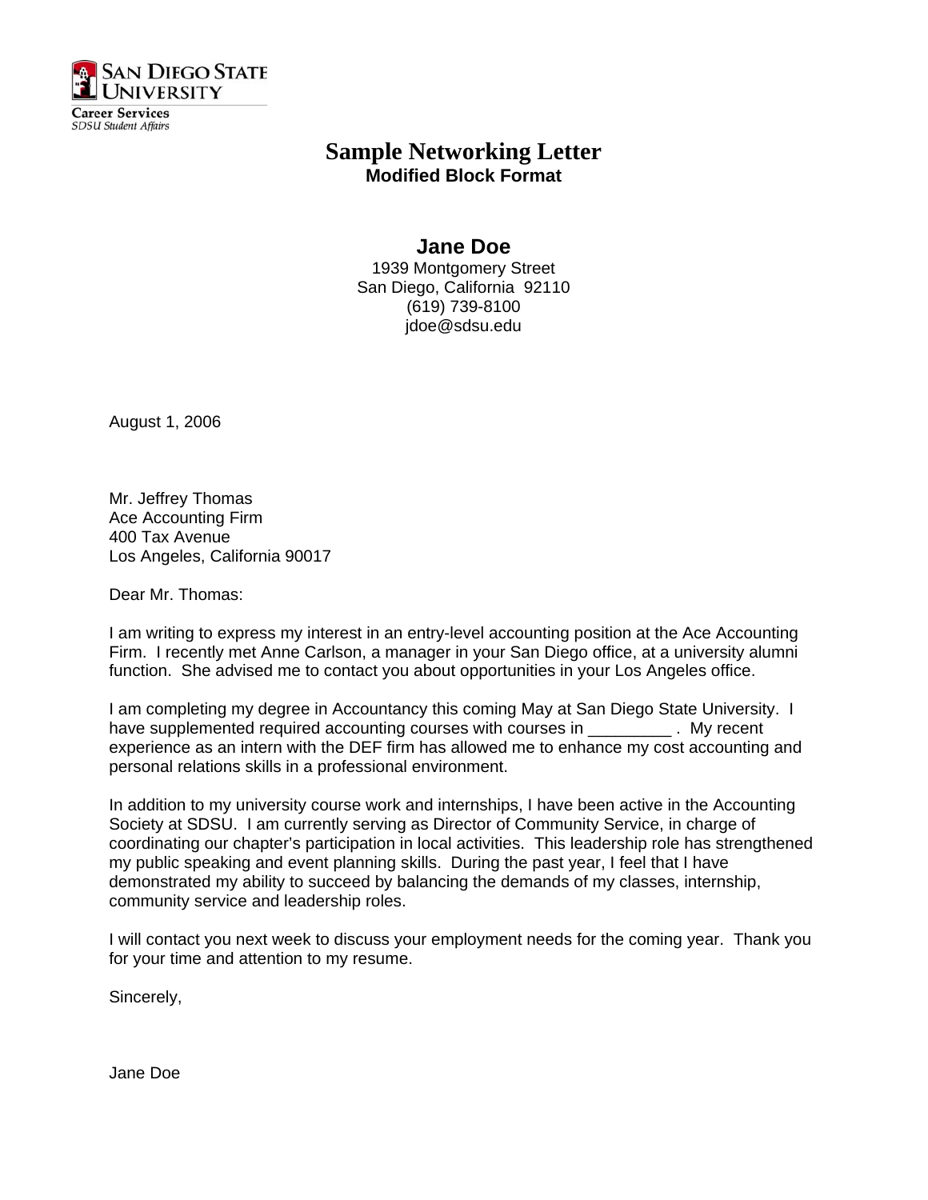San Diego State University
Career Services
*SDSU Student Affairs*

# Sample Networking Letter
**Modified Block Format**

**Jane Doe**
1939 Montgomery Street
San Diego, California 92110
(619) 739-8100
jdoe@sdsu.edu

August 1, 2006

Mr. Jeffrey Thomas
Ace Accounting Firm
400 Tax Avenue
Los Angeles, California 90017

Dear Mr. Thomas:

I am writing to express my interest in an entry-level accounting position at the Ace Accounting Firm. I recently met Anne Carlson, a manager in your San Diego office, at a university alumni function. She advised me to contact you about opportunities in your Los Angeles office.

I am completing my degree in Accountancy this coming May at San Diego State University. I have supplemented required accounting courses with courses in _________ . My recent experience as an intern with the DEF firm has allowed me to enhance my cost accounting and personal relations skills in a professional environment.

In addition to my university course work and internships, I have been active in the Accounting Society at SDSU. I am currently serving as Director of Community Service, in charge of coordinating our chapter's participation in local activities. This leadership role has strengthened my public speaking and event planning skills. During the past year, I feel that I have demonstrated my ability to succeed by balancing the demands of my classes, internship, community service and leadership roles.

I will contact you next week to discuss your employment needs for the coming year. Thank you for your time and attention to my resume.

Sincerely,

Jane Doe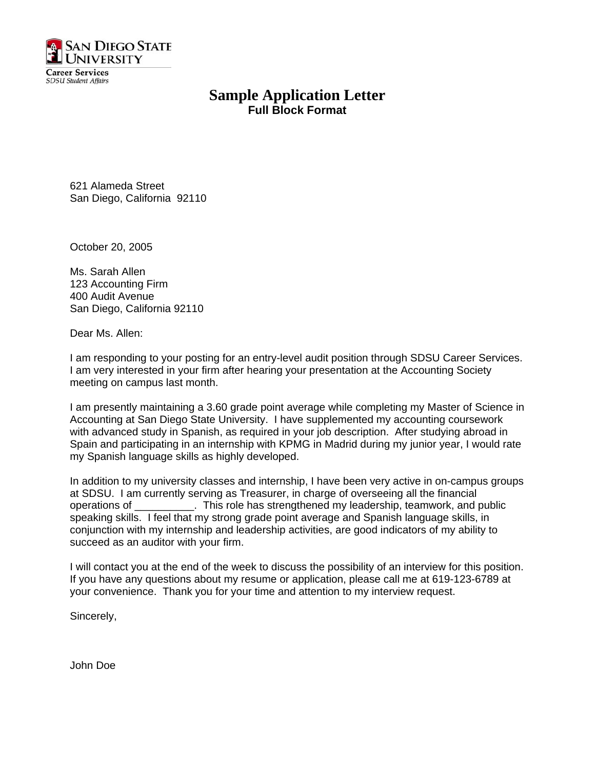San Diego State University
Career Services
*SDSU Student Affairs*

# Sample Application Letter
**Full Block Format**

621 Alameda Street
San Diego, California 92110

October 20, 2005

Ms. Sarah Allen
123 Accounting Firm
400 Audit Avenue
San Diego, California 92110

Dear Ms. Allen:

I am responding to your posting for an entry-level audit position through SDSU Career Services. I am very interested in your firm after hearing your presentation at the Accounting Society meeting on campus last month.

I am presently maintaining a 3.60 grade point average while completing my Master of Science in Accounting at San Diego State University. I have supplemented my accounting coursework with advanced study in Spanish, as required in your job description. After studying abroad in Spain and participating in an internship with KPMG in Madrid during my junior year, I would rate my Spanish language skills as highly developed.

In addition to my university classes and internship, I have been very active in on-campus groups at SDSU. I am currently serving as Treasurer, in charge of overseeing all the financial operations of __________. This role has strengthened my leadership, teamwork, and public speaking skills. I feel that my strong grade point average and Spanish language skills, in conjunction with my internship and leadership activities, are good indicators of my ability to succeed as an auditor with your firm.

I will contact you at the end of the week to discuss the possibility of an interview for this position. If you have any questions about my resume or application, please call me at 619-123-6789 at your convenience. Thank you for your time and attention to my interview request.

Sincerely,

John Doe